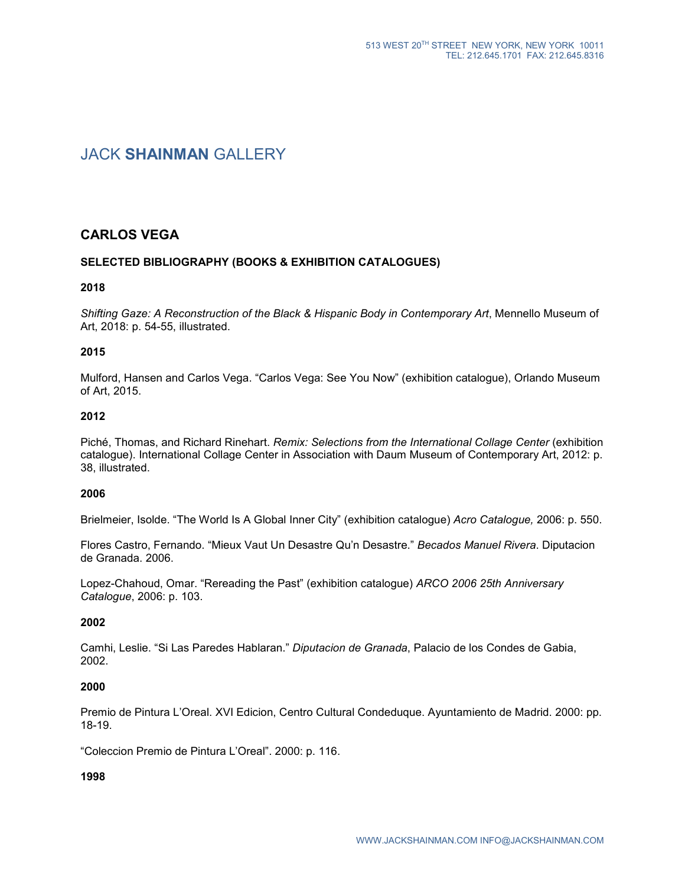# JACK **SHAINMAN** GALLERY

## CARLOS VEGA

### SELECTED BIBLIOGRAPHY (BOOKS & EXHIBITION CATALOGUES)

**2018**

*Shifting Gaze: A Reconstruction of the Black & Hispanic Body in Contemporary Art*, Mennello Museum of Art, 2018: p. 54-55, illustrated.

**2015**

Mulford, Hansen and Carlos Vega. "Carlos Vega: See You Now" (exhibition catalogue), Orlando Museum of Art, 2015.

**2012**

Piché, Thomas, and Richard Rinehart. *Remix: Selections from the International Collage Center* (exhibition catalogue). International Collage Center in Association with Daum Museum of Contemporary Art, 2012: p. 38, illustrated.

**2006**

Brielmeier, Isolde. "The World Is A Global Inner City" (exhibition catalogue) *Acro Catalogue,* 2006: p. 550.

Flores Castro, Fernando. "Mieux Vaut Un Desastre Qu'n Desastre." *Becados Manuel Rivera*. Diputacion de Granada. 2006.

Lopez-Chahoud, Omar. "Rereading the Past" (exhibition catalogue) *ARCO 2006 25th Anniversary Catalogue*, 2006: p. 103.

**2002**

Camhi, Leslie. "Si Las Paredes Hablaran." *Diputacion de Granada*, Palacio de los Condes de Gabia, 2002.

**2000**

Premio de Pintura L'Oreal. XVI Edicion, Centro Cultural Condeduque. Ayuntamiento de Madrid. 2000: pp. 18-19.

"Coleccion Premio de Pintura L'Oreal". 2000: p. 116.

**1998**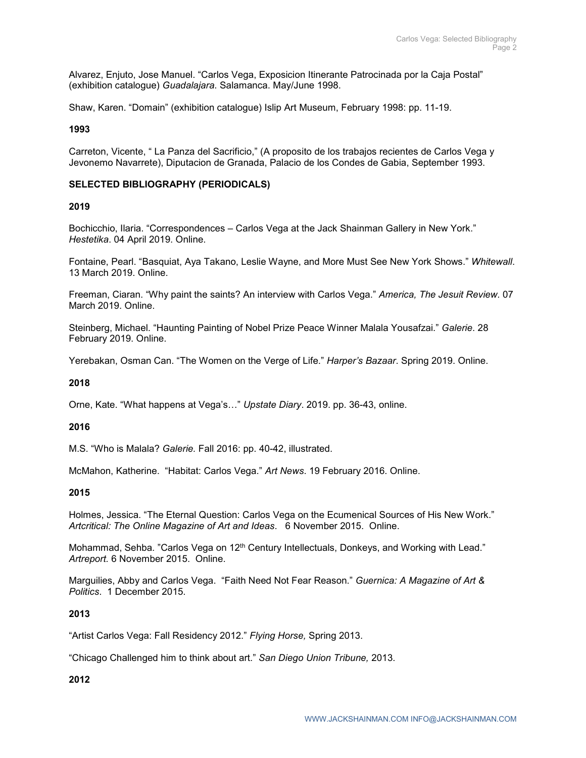Alvarez, Enjuto, Jose Manuel. “Carlos Vega, Exposicion Itinerante Patrocinada por la Caja Postal” (exhibition catalogue) *Guadalajara*. Salamanca. May/June 1998.

Shaw, Karen. “Domain” (exhibition catalogue) Islip Art Museum, February 1998: pp. 11-19.

**1993**

Carreton, Vicente, “ La Panza del Sacrificio,” (A proposito de los trabajos recientes de Carlos Vega y Jevonemo Navarrete), Diputacion de Granada, Palacio de los Condes de Gabia, September 1993.

**SELECTED BIBLIOGRAPHY (PERIODICALS)**

**2019**

Bochicchio, Ilaria. “Correspondences – Carlos Vega at the Jack Shainman Gallery in New York.” *Hestetika*. 04 April 2019. Online.

Fontaine, Pearl. “Basquiat, Aya Takano, Leslie Wayne, and More Must See New York Shows.” *Whitewall*. 13 March 2019. Online.

Freeman, Ciaran. “Why paint the saints? An interview with Carlos Vega.” *America, The Jesuit Review*. 07 March 2019. Online.

Steinberg, Michael. “Haunting Painting of Nobel Prize Peace Winner Malala Yousafzai.” *Galerie*. 28 February 2019. Online.

Yerebakan, Osman Can. “The Women on the Verge of Life.” *Harper’s Bazaar*. Spring 2019. Online.

**2018**

Orne, Kate. “What happens at Vega’s…” *Upstate Diary*. 2019. pp. 36-43, online.

**2016**

M.S. “Who is Malala? *Galerie.* Fall 2016: pp. 40-42, illustrated.

McMahon, Katherine. “Habitat: Carlos Vega.” *Art News*. 19 February 2016. Online.

**2015**

Holmes, Jessica. “The Eternal Question: Carlos Vega on the Ecumenical Sources of His New Work.” *Artcritical: The Online Magazine of Art and Ideas*. 6 November 2015. Online.

Mohammad, Sehba. ”Carlos Vega on 12th Century Intellectuals, Donkeys, and Working with Lead.” *Artreport.* 6 November 2015. Online.

Marguilies, Abby and Carlos Vega. “Faith Need Not Fear Reason.” *Guernica: A Magazine of Art & Politics*. 1 December 2015.

**2013**

“Artist Carlos Vega: Fall Residency 2012.” *Flying Horse,* Spring 2013.

“Chicago Challenged him to think about art.” *San Diego Union Tribune,* 2013.

**2012**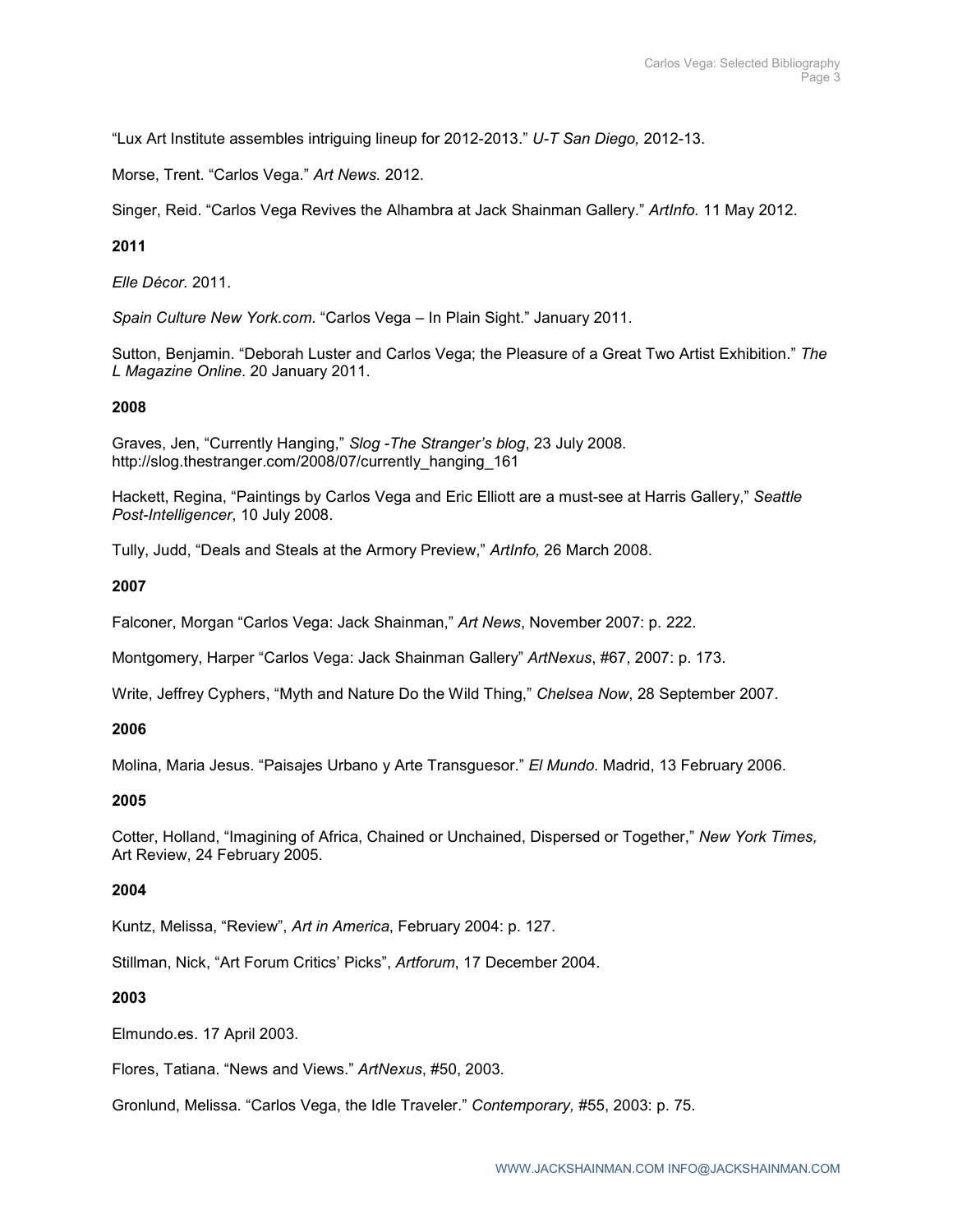"Lux Art Institute assembles intriguing lineup for 2012-2013." *U-T San Diego,* 2012-13.

Morse, Trent. "Carlos Vega." *Art News.* 2012.

Singer, Reid. "Carlos Vega Revives the Alhambra at Jack Shainman Gallery." *ArtInfo.* 11 May 2012.

**2011**

*Elle Décor*. 2011.

*Spain Culture New York.com*. "Carlos Vega – In Plain Sight." January 2011.

Sutton, Benjamin. "Deborah Luster and Carlos Vega; the Pleasure of a Great Two Artist Exhibition." *The L Magazine Online*. 20 January 2011.

**2008**

Graves, Jen, "Currently Hanging," *Slog -The Stranger's blog*, 23 July 2008. http://slog.thestranger.com/2008/07/currently_hanging_161

Hackett, Regina, "Paintings by Carlos Vega and Eric Elliott are a must-see at Harris Gallery," *Seattle Post-Intelligencer*, 10 July 2008.

Tully, Judd, "Deals and Steals at the Armory Preview," *ArtInfo,* 26 March 2008.

**2007**

Falconer, Morgan "Carlos Vega: Jack Shainman," *Art News*, November 2007: p. 222.

Montgomery, Harper "Carlos Vega: Jack Shainman Gallery" *ArtNexus*, #67, 2007: p. 173.

Write, Jeffrey Cyphers, "Myth and Nature Do the Wild Thing," *Chelsea Now*, 28 September 2007.

**2006**

Molina, Maria Jesus. "Paisajes Urbano y Arte Transguesor." *El Mundo*. Madrid, 13 February 2006.

**2005**

Cotter, Holland, "Imagining of Africa, Chained or Unchained, Dispersed or Together," *New York Times,* Art Review, 24 February 2005.

**2004**

Kuntz, Melissa, "Review", *Art in America*, February 2004: p. 127.

Stillman, Nick, "Art Forum Critics' Picks", *Artforum*, 17 December 2004.

**2003**

Elmundo.es. 17 April 2003.

Flores, Tatiana. "News and Views." *ArtNexus*, #50, 2003.

Gronlund, Melissa. "Carlos Vega, the Idle Traveler." *Contemporary,* #55, 2003: p. 75.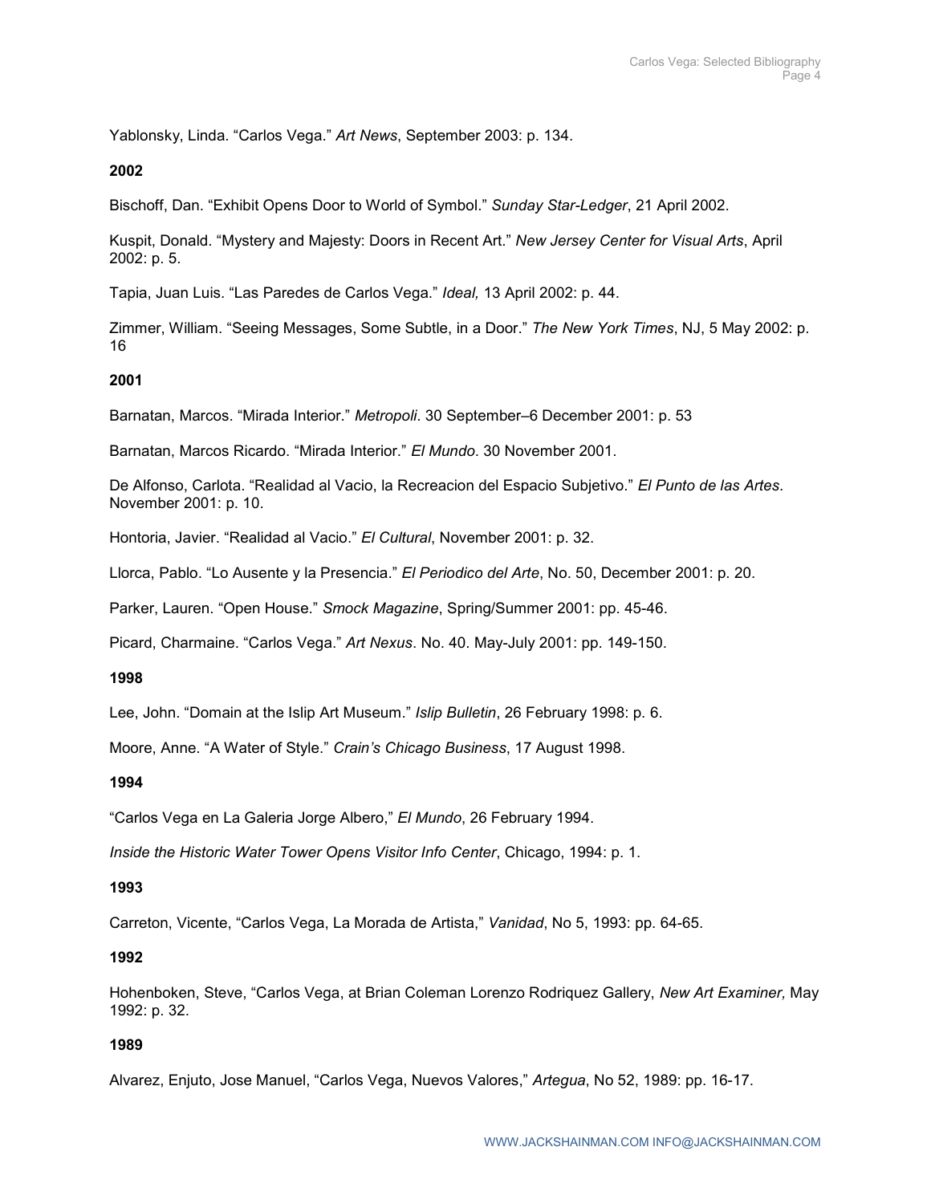Yablonsky, Linda. “Carlos Vega.” *Art News*, September 2003: p. 134.

**2002**

Bischoff, Dan. “Exhibit Opens Door to World of Symbol.” *Sunday Star-Ledger*, 21 April 2002.

Kuspit, Donald. “Mystery and Majesty: Doors in Recent Art.” *New Jersey Center for Visual Arts*, April 2002: p. 5.

Tapia, Juan Luis. “Las Paredes de Carlos Vega.” *Ideal,* 13 April 2002: p. 44.

Zimmer, William. “Seeing Messages, Some Subtle, in a Door.” *The New York Times*, NJ, 5 May 2002: p. 16

**2001**

Barnatan, Marcos. “Mirada Interior.” *Metropoli*. 30 September–6 December 2001: p. 53

Barnatan, Marcos Ricardo. “Mirada Interior.” *El Mundo*. 30 November 2001.

De Alfonso, Carlota. “Realidad al Vacio, la Recreacion del Espacio Subjetivo.” *El Punto de las Artes*. November 2001: p. 10.

Hontoria, Javier. “Realidad al Vacio.” *El Cultural*, November 2001: p. 32.

Llorca, Pablo. “Lo Ausente y la Presencia.” *El Periodico del Arte*, No. 50, December 2001: p. 20.

Parker, Lauren. “Open House.” *Smock Magazine*, Spring/Summer 2001: pp. 45-46.

Picard, Charmaine. “Carlos Vega.” *Art Nexus*. No. 40. May-July 2001: pp. 149-150.

**1998**

Lee, John. “Domain at the Islip Art Museum.” *Islip Bulletin*, 26 February 1998: p. 6.

Moore, Anne. “A Water of Style.” *Crain’s Chicago Business*, 17 August 1998.

**1994**

“Carlos Vega en La Galeria Jorge Albero,” *El Mundo*, 26 February 1994.

*Inside the Historic Water Tower Opens Visitor Info Center*, Chicago, 1994: p. 1.

**1993**

Carreton, Vicente, “Carlos Vega, La Morada de Artista,” *Vanidad*, No 5, 1993: pp. 64-65.

**1992**

Hohenboken, Steve, “Carlos Vega, at Brian Coleman Lorenzo Rodriquez Gallery, *New Art Examiner,* May 1992: p. 32.

**1989**

Alvarez, Enjuto, Jose Manuel, “Carlos Vega, Nuevos Valores,” *Artegua*, No 52, 1989: pp. 16-17.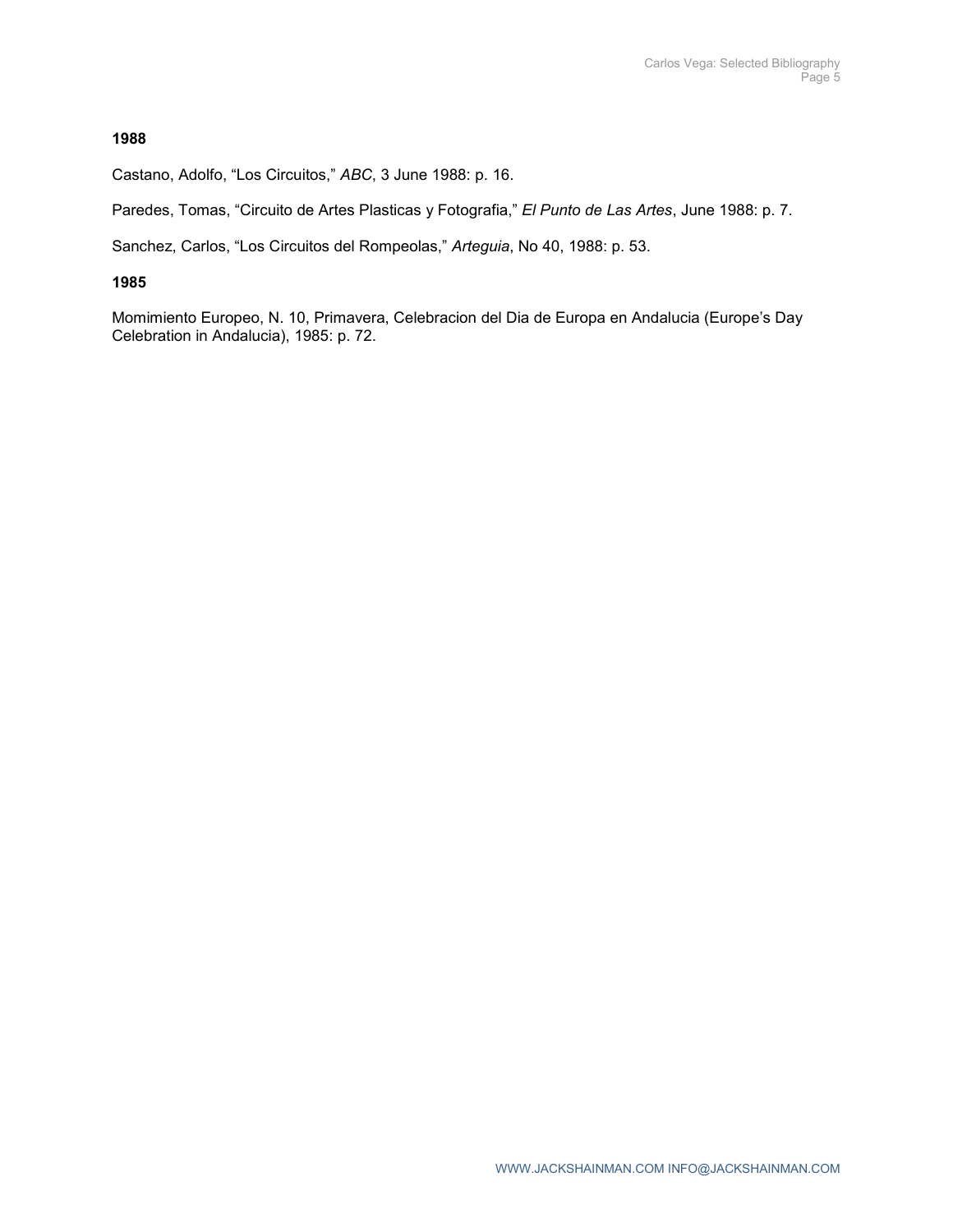**1988**

Castano, Adolfo, "Los Circuitos," *ABC*, 3 June 1988: p. 16.

Paredes, Tomas, "Circuito de Artes Plasticas y Fotografia," *El Punto de Las Artes*, June 1988: p. 7.

Sanchez, Carlos, "Los Circuitos del Rompeolas," *Arteguia*, No 40, 1988: p. 53.

**1985**

Momimiento Europeo, N. 10, Primavera, Celebracion del Dia de Europa en Andalucia (Europe's Day Celebration in Andalucia), 1985: p. 72.